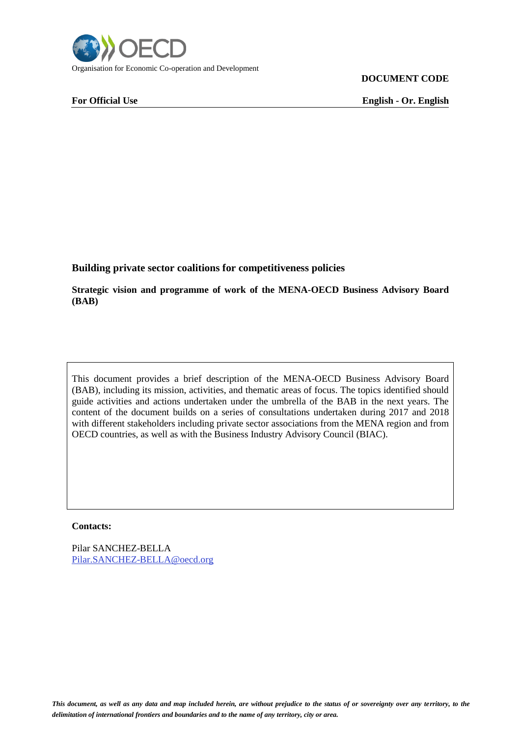Organisation for Economic Co-operation and Development

**DOCUMENT CODE**

**For Official Use** **English - Or. English**

# Building private sector coalitions for competitiveness policies

## Strategic vision and programme of work of the MENA-OECD Business Advisory Board (BAB)

This document provides a brief description of the MENA-OECD Business Advisory Board (BAB), including its mission, activities, and thematic areas of focus. The topics identified should guide activities and actions undertaken under the umbrella of the BAB in the next years. The content of the document builds on a series of consultations undertaken during 2017 and 2018 with different stakeholders including private sector associations from the MENA region and from OECD countries, as well as with the Business Industry Advisory Council (BIAC).

**Contacts:**

Pilar SANCHEZ-BELLA
Pilar.SANCHEZ-BELLA@oecd.org

***This document, as well as any data and map included herein, are without prejudice to the status of or sovereignty over any territory, to the delimitation of international frontiers and boundaries and to the name of any territory, city or area.***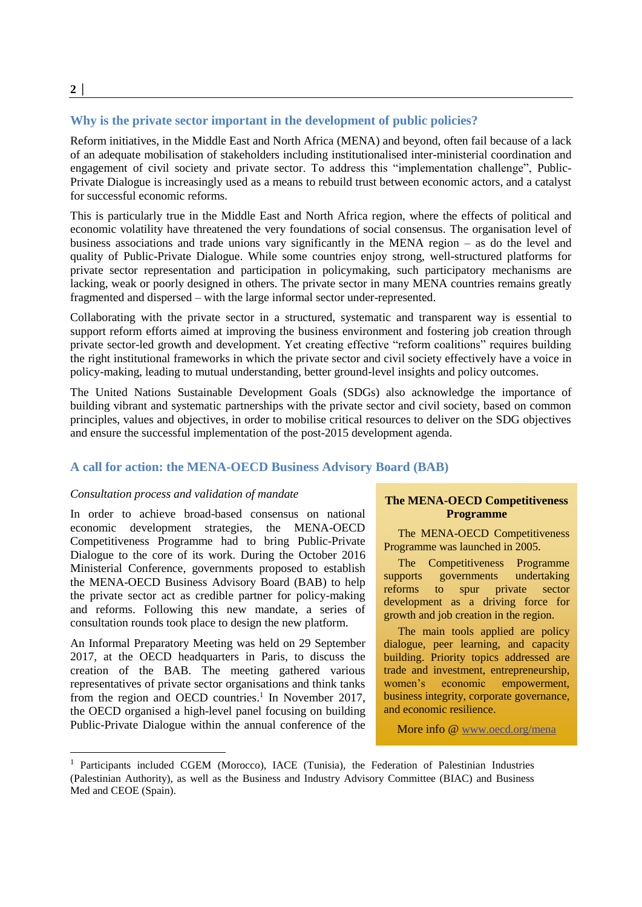## Why is the private sector important in the development of public policies?

Reform initiatives, in the Middle East and North Africa (MENA) and beyond, often fail because of a lack of an adequate mobilisation of stakeholders including institutionalised inter-ministerial coordination and engagement of civil society and private sector. To address this "implementation challenge", Public-Private Dialogue is increasingly used as a means to rebuild trust between economic actors, and a catalyst for successful economic reforms.

This is particularly true in the Middle East and North Africa region, where the effects of political and economic volatility have threatened the very foundations of social consensus. The organisation level of business associations and trade unions vary significantly in the MENA region – as do the level and quality of Public-Private Dialogue. While some countries enjoy strong, well-structured platforms for private sector representation and participation in policymaking, such participatory mechanisms are lacking, weak or poorly designed in others. The private sector in many MENA countries remains greatly fragmented and dispersed – with the large informal sector under-represented.

Collaborating with the private sector in a structured, systematic and transparent way is essential to support reform efforts aimed at improving the business environment and fostering job creation through private sector-led growth and development. Yet creating effective "reform coalitions" requires building the right institutional frameworks in which the private sector and civil society effectively have a voice in policy-making, leading to mutual understanding, better ground-level insights and policy outcomes.

The United Nations Sustainable Development Goals (SDGs) also acknowledge the importance of building vibrant and systematic partnerships with the private sector and civil society, based on common principles, values and objectives, in order to mobilise critical resources to deliver on the SDG objectives and ensure the successful implementation of the post-2015 development agenda.

## A call for action: the MENA-OECD Business Advisory Board (BAB)

*Consultation process and validation of mandate*

In order to achieve broad-based consensus on national economic development strategies, the MENA-OECD Competitiveness Programme had to bring Public-Private Dialogue to the core of its work. During the October 2016 Ministerial Conference, governments proposed to establish the MENA-OECD Business Advisory Board (BAB) to help the private sector act as credible partner for policy-making and reforms. Following this new mandate, a series of consultation rounds took place to design the new platform.

An Informal Preparatory Meeting was held on 29 September 2017, at the OECD headquarters in Paris, to discuss the creation of the BAB. The meeting gathered various representatives of private sector organisations and think tanks from the region and OECD countries.[1] In November 2017, the OECD organised a high-level panel focusing on building Public-Private Dialogue within the annual conference of the

> **The MENA-OECD Competitiveness Programme**
>
> The MENA-OECD Competitiveness Programme was launched in 2005.
>
> The Competitiveness Programme supports governments undertaking reforms to spur private sector development as a driving force for growth and job creation in the region.
>
> The main tools applied are policy dialogue, peer learning, and capacity building. Priority topics addressed are trade and investment, entrepreneurship, women's economic empowerment, business integrity, corporate governance, and economic resilience.
>
> More info @ [www.oecd.org/mena](www.oecd.org/mena)

[1] Participants included CGEM (Morocco), IACE (Tunisia), the Federation of Palestinian Industries (Palestinian Authority), as well as the Business and Industry Advisory Committee (BIAC) and Business Med and CEOE (Spain).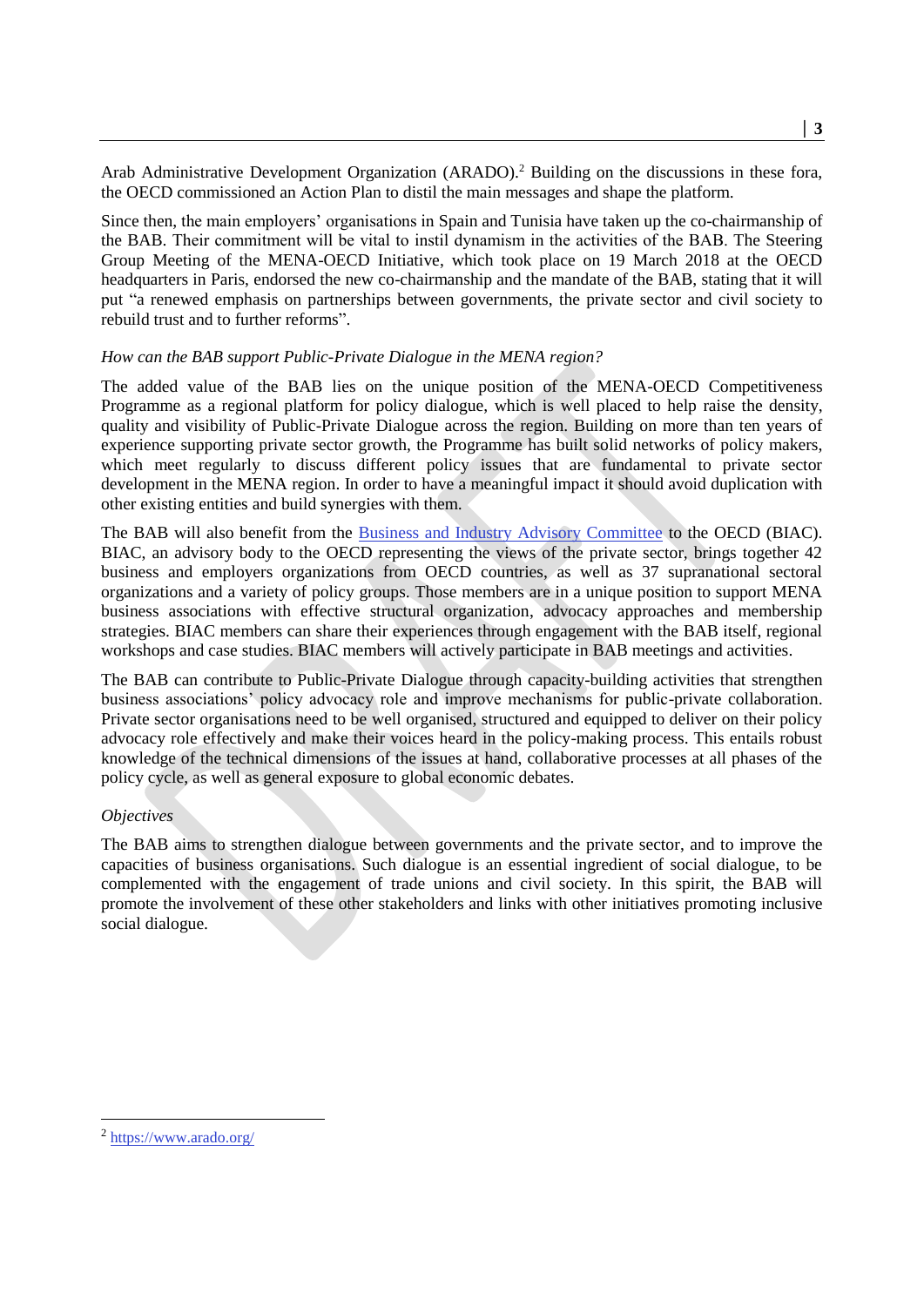Arab Administrative Development Organization (ARADO).[2] Building on the discussions in these fora, the OECD commissioned an Action Plan to distil the main messages and shape the platform.

Since then, the main employers' organisations in Spain and Tunisia have taken up the co-chairmanship of the BAB. Their commitment will be vital to instil dynamism in the activities of the BAB. The Steering Group Meeting of the MENA-OECD Initiative, which took place on 19 March 2018 at the OECD headquarters in Paris, endorsed the new co-chairmanship and the mandate of the BAB, stating that it will put "a renewed emphasis on partnerships between governments, the private sector and civil society to rebuild trust and to further reforms".

*How can the BAB support Public-Private Dialogue in the MENA region?*

The added value of the BAB lies on the unique position of the MENA-OECD Competitiveness Programme as a regional platform for policy dialogue, which is well placed to help raise the density, quality and visibility of Public-Private Dialogue across the region. Building on more than ten years of experience supporting private sector growth, the Programme has built solid networks of policy makers, which meet regularly to discuss different policy issues that are fundamental to private sector development in the MENA region. In order to have a meaningful impact it should avoid duplication with other existing entities and build synergies with them.

The BAB will also benefit from the [Business and Industry Advisory Committee](#) to the OECD (BIAC). BIAC, an advisory body to the OECD representing the views of the private sector, brings together 42 business and employers organizations from OECD countries, as well as 37 supranational sectoral organizations and a variety of policy groups. Those members are in a unique position to support MENA business associations with effective structural organization, advocacy approaches and membership strategies. BIAC members can share their experiences through engagement with the BAB itself, regional workshops and case studies. BIAC members will actively participate in BAB meetings and activities.

The BAB can contribute to Public-Private Dialogue through capacity-building activities that strengthen business associations' policy advocacy role and improve mechanisms for public-private collaboration. Private sector organisations need to be well organised, structured and equipped to deliver on their policy advocacy role effectively and make their voices heard in the policy-making process. This entails robust knowledge of the technical dimensions of the issues at hand, collaborative processes at all phases of the policy cycle, as well as general exposure to global economic debates.

*Objectives*

The BAB aims to strengthen dialogue between governments and the private sector, and to improve the capacities of business organisations. Such dialogue is an essential ingredient of social dialogue, to be complemented with the engagement of trade unions and civil society. In this spirit, the BAB will promote the involvement of these other stakeholders and links with other initiatives promoting inclusive social dialogue.

---

[2] https://www.arado.org/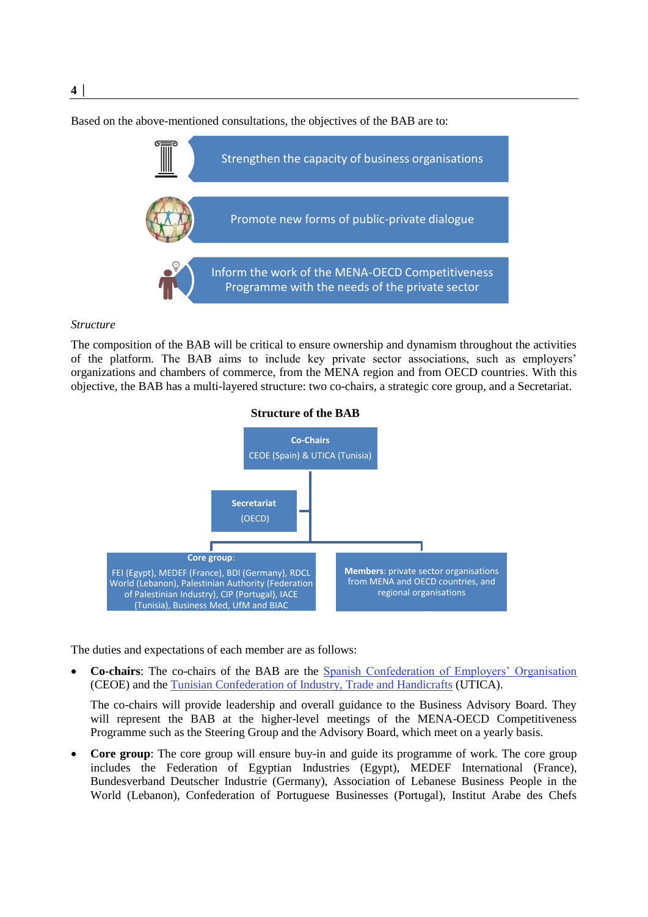Based on the above-mentioned consultations, the objectives of the BAB are to:

- Strengthen the capacity of business organisations
- Promote new forms of public-private dialogue
- Inform the work of the MENA-OECD Competitiveness Programme with the needs of the private sector

*Structure*

The composition of the BAB will be critical to ensure ownership and dynamism throughout the activities of the platform. The BAB aims to include key private sector associations, such as employers' organizations and chambers of commerce, from the MENA region and from OECD countries. With this objective, the BAB has a multi-layered structure: two co-chairs, a strategic core group, and a Secretariat.

**Structure of the BAB**

**Co-Chairs**
CEOE (Spain) & UTICA (Tunisia)

**Secretariat**
(OECD)

**Core group**:
FEI (Egypt), MEDEF (France), BDI (Germany), RDCL World (Lebanon), Palestinian Authority (Federation of Palestinian Industry), CIP (Portugal), IACE (Tunisia), Business Med, UfM and BIAC

**Members**: private sector organisations from MENA and OECD countries, and regional organisations

The duties and expectations of each member are as follows:

- **Co-chairs**: The co-chairs of the BAB are the Spanish Confederation of Employers' Organisation (CEOE) and the Tunisian Confederation of Industry, Trade and Handicrafts (UTICA).

  The co-chairs will provide leadership and overall guidance to the Business Advisory Board. They will represent the BAB at the higher-level meetings of the MENA-OECD Competitiveness Programme such as the Steering Group and the Advisory Board, which meet on a yearly basis.

- **Core group**: The core group will ensure buy-in and guide its programme of work. The core group includes the Federation of Egyptian Industries (Egypt), MEDEF International (France), Bundesverband Deutscher Industrie (Germany), Association of Lebanese Business People in the World (Lebanon), Confederation of Portuguese Businesses (Portugal), Institut Arabe des Chefs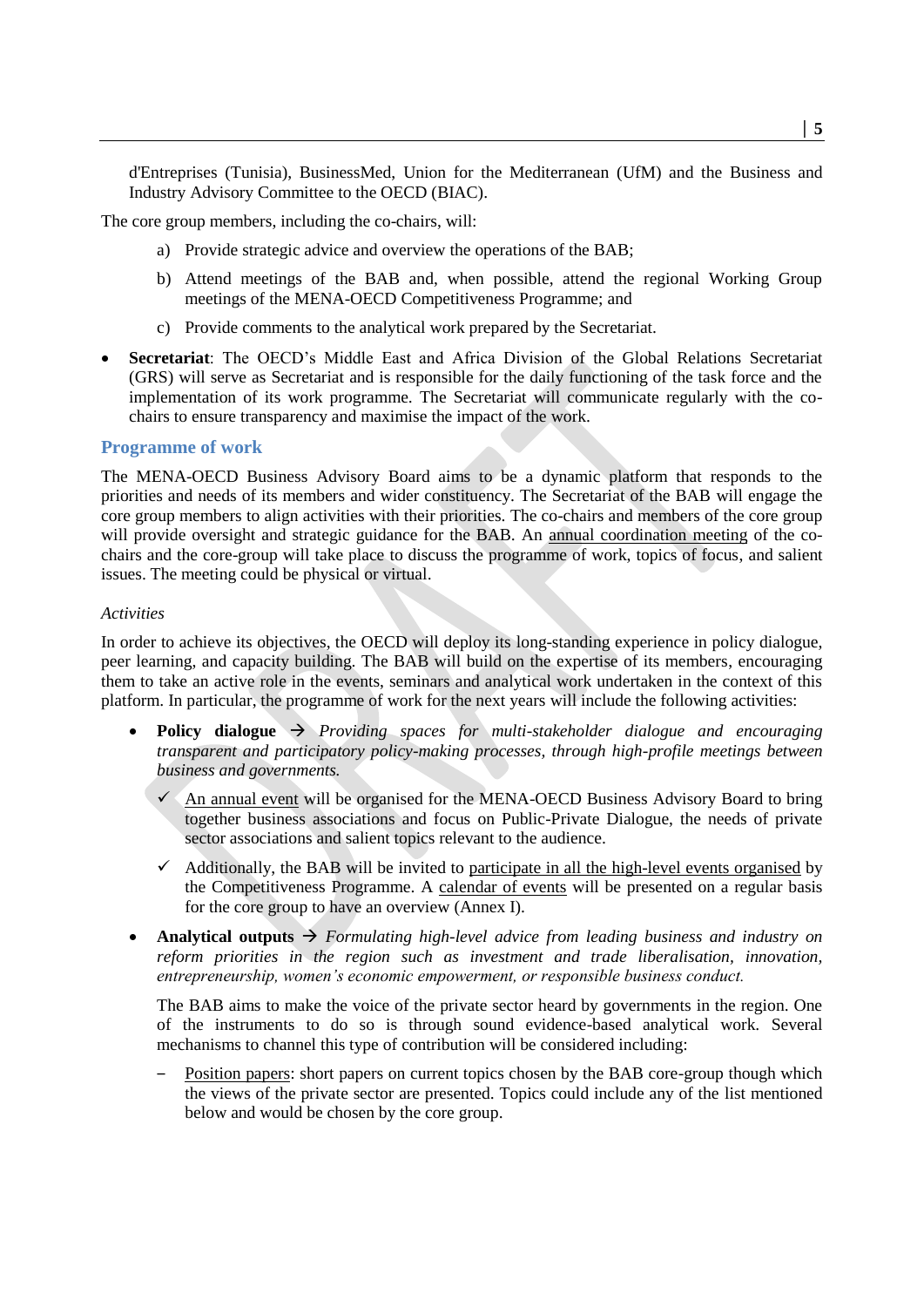d'Entreprises (Tunisia), BusinessMed, Union for the Mediterranean (UfM) and the Business and Industry Advisory Committee to the OECD (BIAC).

The core group members, including the co-chairs, will:

a) Provide strategic advice and overview the operations of the BAB;

b) Attend meetings of the BAB and, when possible, attend the regional Working Group meetings of the MENA-OECD Competitiveness Programme; and

c) Provide comments to the analytical work prepared by the Secretariat.

- **Secretariat**: The OECD's Middle East and Africa Division of the Global Relations Secretariat (GRS) will serve as Secretariat and is responsible for the daily functioning of the task force and the implementation of its work programme. The Secretariat will communicate regularly with the co-chairs to ensure transparency and maximise the impact of the work.

## Programme of work

The MENA-OECD Business Advisory Board aims to be a dynamic platform that responds to the priorities and needs of its members and wider constituency. The Secretariat of the BAB will engage the core group members to align activities with their priorities. The co-chairs and members of the core group will provide oversight and strategic guidance for the BAB. An <u>annual coordination meeting</u> of the co-chairs and the core-group will take place to discuss the programme of work, topics of focus, and salient issues. The meeting could be physical or virtual.

*Activities*

In order to achieve its objectives, the OECD will deploy its long-standing experience in policy dialogue, peer learning, and capacity building. The BAB will build on the expertise of its members, encouraging them to take an active role in the events, seminars and analytical work undertaken in the context of this platform. In particular, the programme of work for the next years will include the following activities:

- **Policy dialogue** → *Providing spaces for multi-stakeholder dialogue and encouraging transparent and participatory policy-making processes, through high-profile meetings between business and governments.*
  - ✓ <u>An annual event</u> will be organised for the MENA-OECD Business Advisory Board to bring together business associations and focus on Public-Private Dialogue, the needs of private sector associations and salient topics relevant to the audience.
  - ✓ Additionally, the BAB will be invited to <u>participate in all the high-level events organised</u> by the Competitiveness Programme. A <u>calendar of events</u> will be presented on a regular basis for the core group to have an overview (Annex I).
- **Analytical outputs** → *Formulating high-level advice from leading business and industry on reform priorities in the region such as investment and trade liberalisation, innovation, entrepreneurship, women's economic empowerment, or responsible business conduct.*

  The BAB aims to make the voice of the private sector heard by governments in the region. One of the instruments to do so is through sound evidence-based analytical work. Several mechanisms to channel this type of contribution will be considered including:

  - <u>Position papers</u>: short papers on current topics chosen by the BAB core-group though which the views of the private sector are presented. Topics could include any of the list mentioned below and would be chosen by the core group.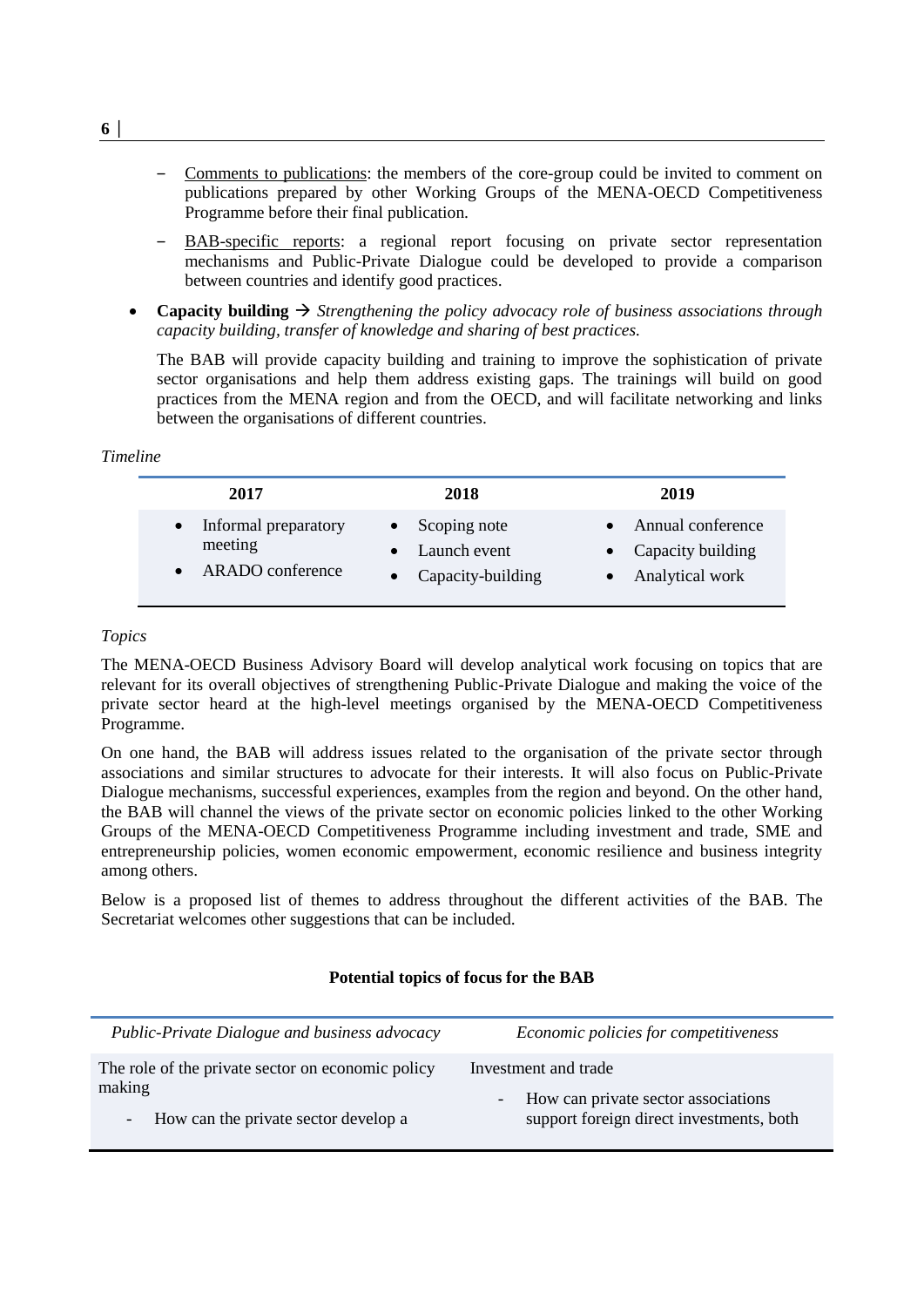- Comments to publications: the members of the core-group could be invited to comment on publications prepared by other Working Groups of the MENA-OECD Competitiveness Programme before their final publication.
  - BAB-specific reports: a regional report focusing on private sector representation mechanisms and Public-Private Dialogue could be developed to provide a comparison between countries and identify good practices.

- **Capacity building** → *Strengthening the policy advocacy role of business associations through capacity building, transfer of knowledge and sharing of best practices.*

  The BAB will provide capacity building and training to improve the sophistication of private sector organisations and help them address existing gaps. The trainings will build on good practices from the MENA region and from the OECD, and will facilitate networking and links between the organisations of different countries.

*Timeline*

| 2017 | 2018 | 2019 |
|---|---|---|
| • Informal preparatory meeting<br>• ARADO conference | • Scoping note<br>• Launch event<br>• Capacity-building | • Annual conference<br>• Capacity building<br>• Analytical work |

*Topics*

The MENA-OECD Business Advisory Board will develop analytical work focusing on topics that are relevant for its overall objectives of strengthening Public-Private Dialogue and making the voice of the private sector heard at the high-level meetings organised by the MENA-OECD Competitiveness Programme.

On one hand, the BAB will address issues related to the organisation of the private sector through associations and similar structures to advocate for their interests. It will also focus on Public-Private Dialogue mechanisms, successful experiences, examples from the region and beyond. On the other hand, the BAB will channel the views of the private sector on economic policies linked to the other Working Groups of the MENA-OECD Competitiveness Programme including investment and trade, SME and entrepreneurship policies, women economic empowerment, economic resilience and business integrity among others.

Below is a proposed list of themes to address throughout the different activities of the BAB. The Secretariat welcomes other suggestions that can be included.

**Potential topics of focus for the BAB**

| *Public-Private Dialogue and business advocacy* | *Economic policies for competitiveness* |
|---|---|
| The role of the private sector on economic policy making<br>- How can the private sector develop a | Investment and trade<br>- How can private sector associations support foreign direct investments, both |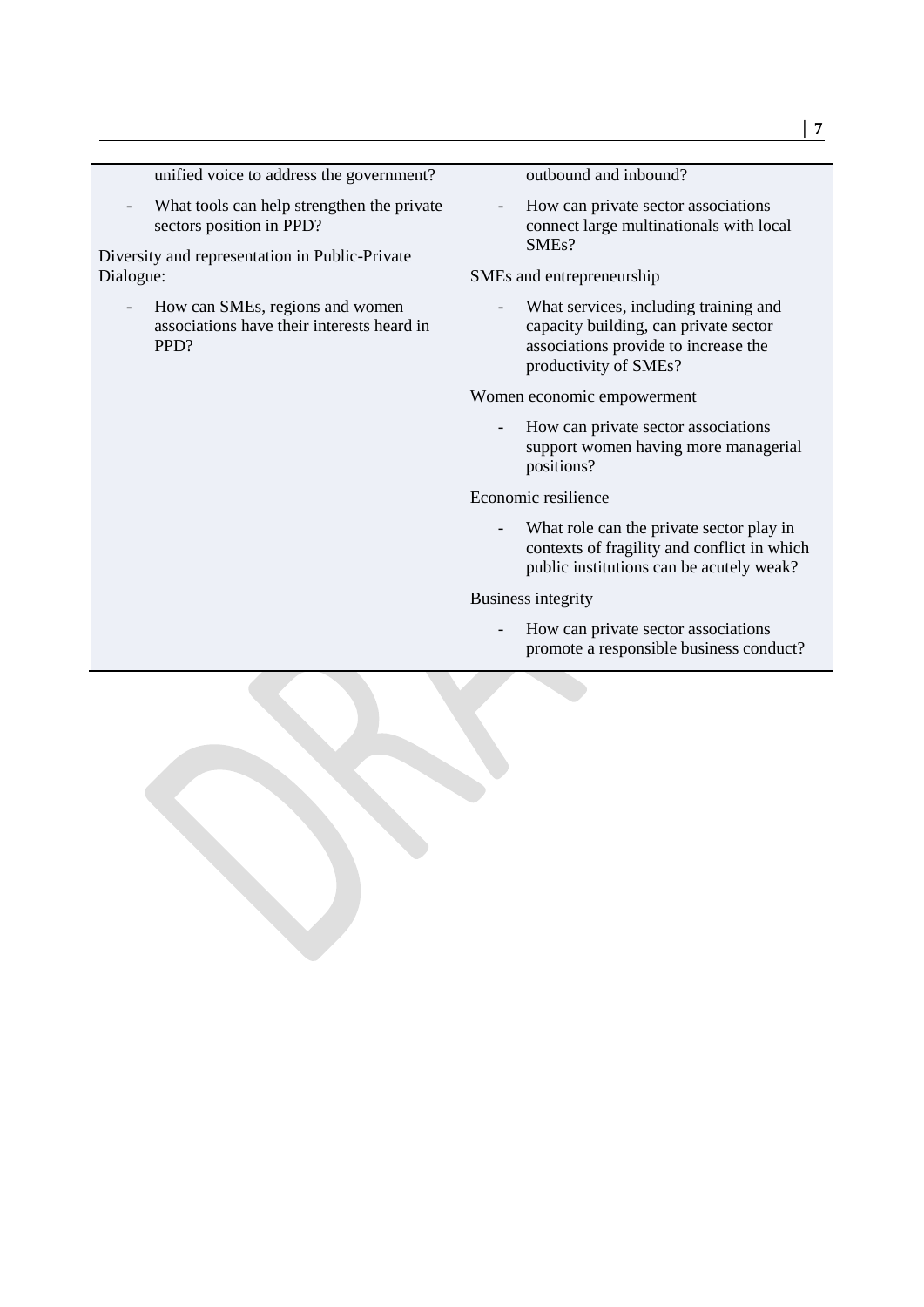unified voice to address the government?

- What tools can help strengthen the private sectors position in PPD?

Diversity and representation in Public-Private Dialogue:

- How can SMEs, regions and women associations have their interests heard in PPD?

outbound and inbound?

- How can private sector associations connect large multinationals with local SMEs?

SMEs and entrepreneurship

- What services, including training and capacity building, can private sector associations provide to increase the productivity of SMEs?

Women economic empowerment

- How can private sector associations support women having more managerial positions?

Economic resilience

- What role can the private sector play in contexts of fragility and conflict in which public institutions can be acutely weak?

Business integrity

- How can private sector associations promote a responsible business conduct?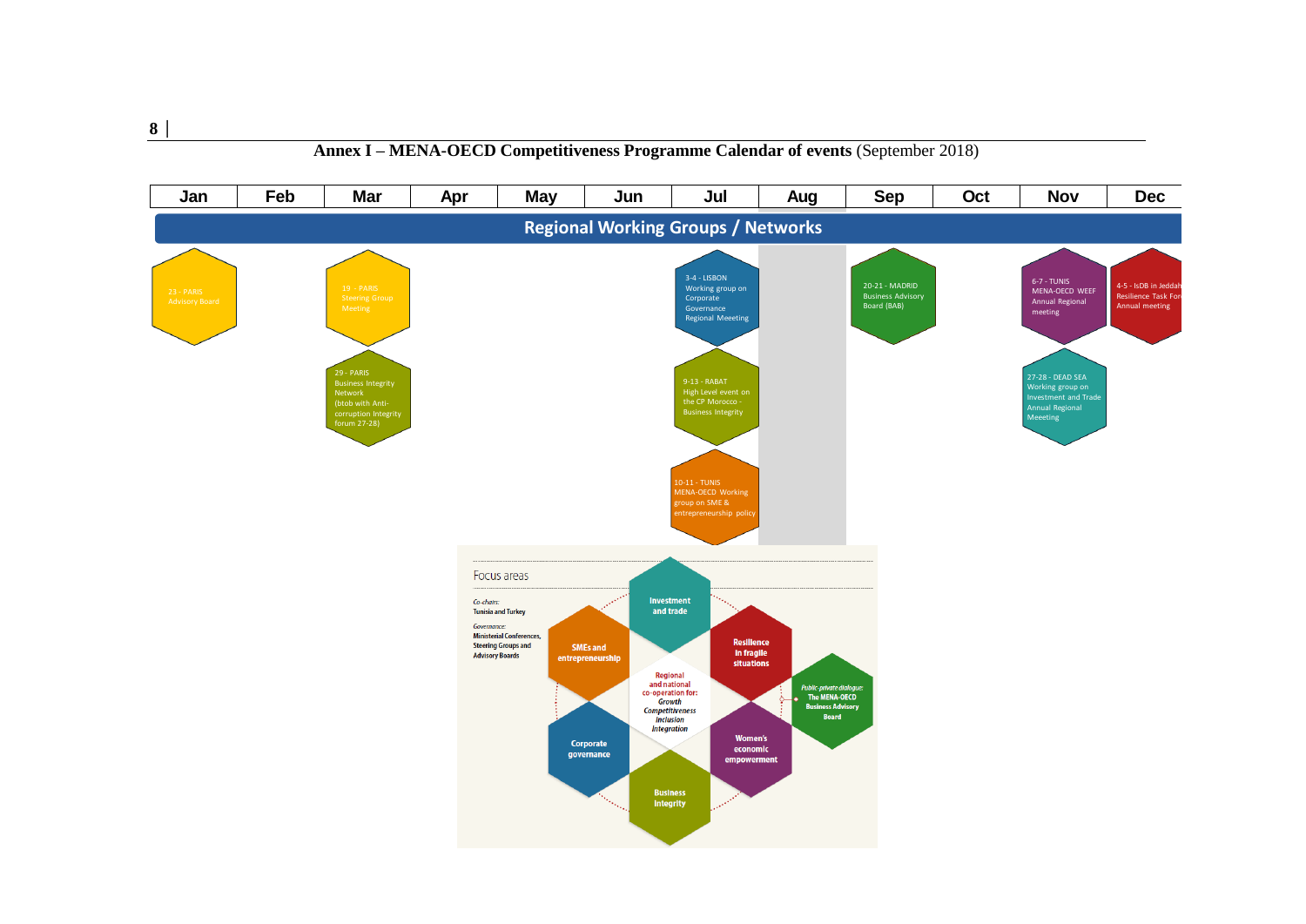## Annex I – MENA-OECD Competitiveness Programme Calendar of events (September 2018)

| Jan | Feb | Mar | Apr | May | Jun | Jul | Aug | Sep | Oct | Nov | Dec |
|---|---|---|---|---|---|---|---|---|---|---|---|

**Regional Working Groups / Networks**

23 - PARIS
Advisory Board

19 - PARIS
Steering Group Meeting

29 - PARIS
Business Integrity Network
(btob with Anti-corruption Integrity forum 27-28)

3-4 - LISBON
Working group on Corporate Governance Regional Meeeting

9-13 - RABAT
High Level event on the CP Morocco - Business Integrity

10-11 - TUNIS
MENA-OECD Working group on SME & entrepreneurship policy

20-21 - MADRID
Business Advisory Board (BAB)

6-7 - TUNIS
MENA-OECD WEEF Annual Regional meeting

27-28 - DEAD SEA
Working group on Investment and Trade Annual Regional Meeeting

4-5 - IsDB in Jeddah
Resilience Task Force Annual meeting

Focus areas

*Co-chairs:*
Tunisia and Turkey

*Governance:*
Ministerial Conferences, Steering Groups and Advisory Boards

Investment and trade

SMEs and entrepreneurship

Resilience in fragile situations

Regional and national co-operation for:
*Growth*
*Competitiveness*
*Inclusion*
*Integration*

*Public-private dialogue:*
The MENA-OECD Business Advisory Board

Corporate governance

Women's economic empowerment

Business integrity